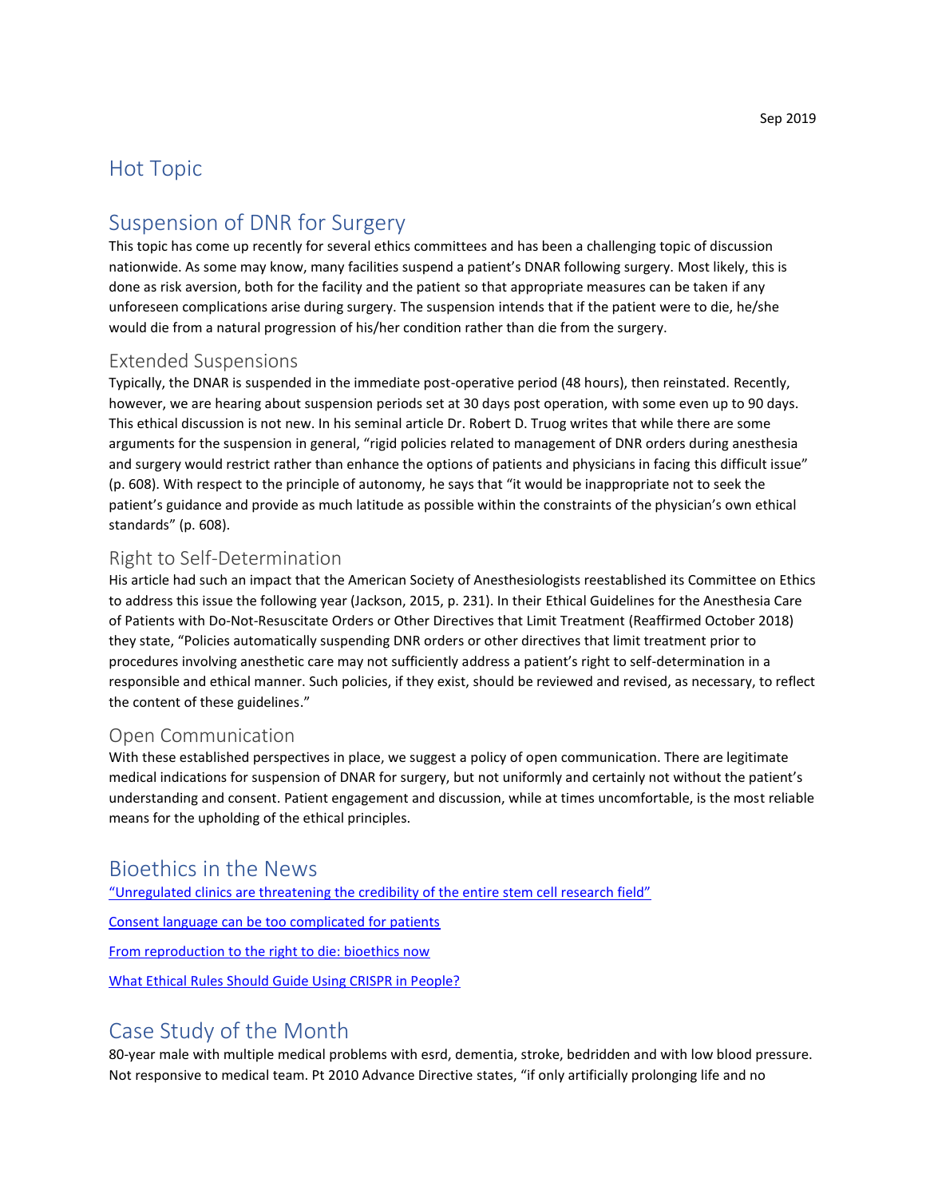Sep 2019

# Hot Topic

## Suspension of DNR for Surgery

This topic has come up recently for several ethics committees and has been a challenging topic of discussion nationwide. As some may know, many facilities suspend a patient's DNAR following surgery. Most likely, this is done as risk aversion, both for the facility and the patient so that appropriate measures can be taken if any unforeseen complications arise during surgery. The suspension intends that if the patient were to die, he/she would die from a natural progression of his/her condition rather than die from the surgery.

### Extended Suspensions

Typically, the DNAR is suspended in the immediate post-operative period (48 hours), then reinstated. Recently, however, we are hearing about suspension periods set at 30 days post operation, with some even up to 90 days. This ethical discussion is not new. In his seminal article Dr. Robert D. Truog writes that while there are some arguments for the suspension in general, "rigid policies related to management of DNR orders during anesthesia and surgery would restrict rather than enhance the options of patients and physicians in facing this difficult issue" (p. 608). With respect to the principle of autonomy, he says that "it would be inappropriate not to seek the patient's guidance and provide as much latitude as possible within the constraints of the physician's own ethical standards" (p. 608).

### Right to Self-Determination

His article had such an impact that the American Society of Anesthesiologists reestablished its Committee on Ethics to address this issue the following year (Jackson, 2015, p. 231). In their Ethical Guidelines for the Anesthesia Care of Patients with Do-Not-Resuscitate Orders or Other Directives that Limit Treatment (Reaffirmed October 2018) they state, "Policies automatically suspending DNR orders or other directives that limit treatment prior to procedures involving anesthetic care may not sufficiently address a patient's right to self-determination in a responsible and ethical manner. Such policies, if they exist, should be reviewed and revised, as necessary, to reflect the content of these guidelines."

### Open Communication

With these established perspectives in place, we suggest a policy of open communication. There are legitimate medical indications for suspension of DNAR for surgery, but not uniformly and certainly not without the patient's understanding and consent. Patient engagement and discussion, while at times uncomfortable, is the most reliable means for the upholding of the ethical principles.

# Bioethics in the News

"Unregulated clinics are threatening the credibility of the entire stem cell research field"

Consent language can be too complicated for patients

From reproduction to the right to die: bioethics now

What Ethical Rules Should Guide Using CRISPR in People?

# Case Study of the Month

80-year male with multiple medical problems with esrd, dementia, stroke, bedridden and with low blood pressure. Not responsive to medical team. Pt 2010 Advance Directive states, "if only artificially prolonging life and no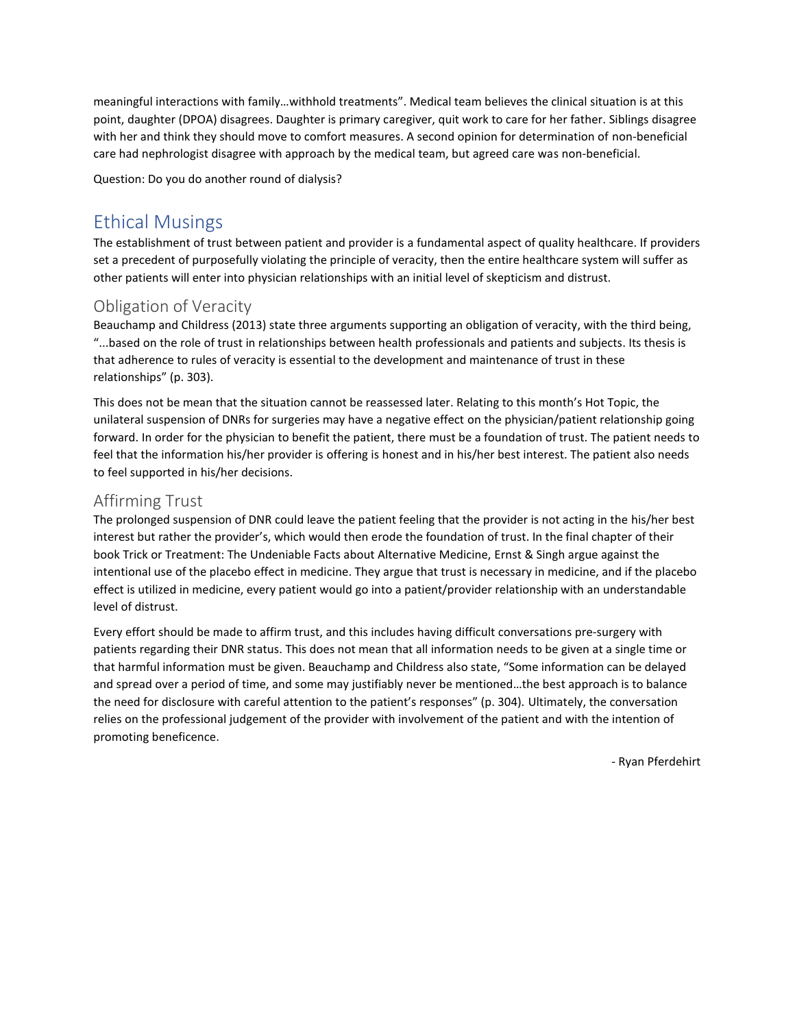meaningful interactions with family…withhold treatments". Medical team believes the clinical situation is at this point, daughter (DPOA) disagrees. Daughter is primary caregiver, quit work to care for her father. Siblings disagree with her and think they should move to comfort measures. A second opinion for determination of non-beneficial care had nephrologist disagree with approach by the medical team, but agreed care was non-beneficial.

Question: Do you do another round of dialysis?

# Ethical Musings

The establishment of trust between patient and provider is a fundamental aspect of quality healthcare. If providers set a precedent of purposefully violating the principle of veracity, then the entire healthcare system will suffer as other patients will enter into physician relationships with an initial level of skepticism and distrust.

## Obligation of Veracity

Beauchamp and Childress (2013) state three arguments supporting an obligation of veracity, with the third being, "...based on the role of trust in relationships between health professionals and patients and subjects. Its thesis is that adherence to rules of veracity is essential to the development and maintenance of trust in these relationships" (p. 303).

This does not be mean that the situation cannot be reassessed later. Relating to this month's Hot Topic, the unilateral suspension of DNRs for surgeries may have a negative effect on the physician/patient relationship going forward. In order for the physician to benefit the patient, there must be a foundation of trust. The patient needs to feel that the information his/her provider is offering is honest and in his/her best interest. The patient also needs to feel supported in his/her decisions.

## Affirming Trust

The prolonged suspension of DNR could leave the patient feeling that the provider is not acting in the his/her best interest but rather the provider's, which would then erode the foundation of trust. In the final chapter of their book Trick or Treatment: The Undeniable Facts about Alternative Medicine, Ernst & Singh argue against the intentional use of the placebo effect in medicine. They argue that trust is necessary in medicine, and if the placebo effect is utilized in medicine, every patient would go into a patient/provider relationship with an understandable level of distrust.

Every effort should be made to affirm trust, and this includes having difficult conversations pre-surgery with patients regarding their DNR status. This does not mean that all information needs to be given at a single time or that harmful information must be given. Beauchamp and Childress also state, "Some information can be delayed and spread over a period of time, and some may justifiably never be mentioned…the best approach is to balance the need for disclosure with careful attention to the patient's responses" (p. 304). Ultimately, the conversation relies on the professional judgement of the provider with involvement of the patient and with the intention of promoting beneficence.

- Ryan Pferdehirt